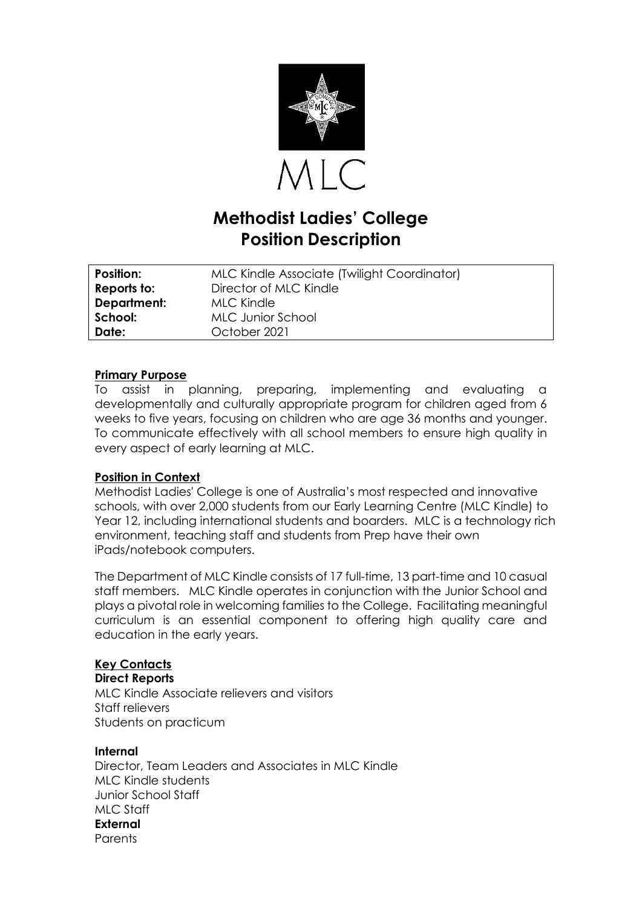MLC

# Methodist Ladies' College
# Position Description

| | |
|---|---|
| **Position:** | MLC Kindle Associate (Twilight Coordinator) |
| **Reports to:** | Director of MLC Kindle |
| **Department:** | MLC Kindle |
| **School:** | MLC Junior School |
| **Date:** | October 2021 |

## Primary Purpose

To assist in planning, preparing, implementing and evaluating a developmentally and culturally appropriate program for children aged from 6 weeks to five years, focusing on children who are age 36 months and younger. To communicate effectively with all school members to ensure high quality in every aspect of early learning at MLC.

## Position in Context

Methodist Ladies' College is one of Australia's most respected and innovative schools, with over 2,000 students from our Early Learning Centre (MLC Kindle) to Year 12, including international students and boarders. MLC is a technology rich environment, teaching staff and students from Prep have their own iPads/notebook computers.

The Department of MLC Kindle consists of 17 full-time, 13 part-time and 10 casual staff members. MLC Kindle operates in conjunction with the Junior School and plays a pivotal role in welcoming families to the College. Facilitating meaningful curriculum is an essential component to offering high quality care and education in the early years.

## Key Contacts

**Direct Reports**

MLC Kindle Associate relievers and visitors
Staff relievers
Students on practicum

**Internal**

Director, Team Leaders and Associates in MLC Kindle
MLC Kindle students
Junior School Staff
MLC Staff

**External**

Parents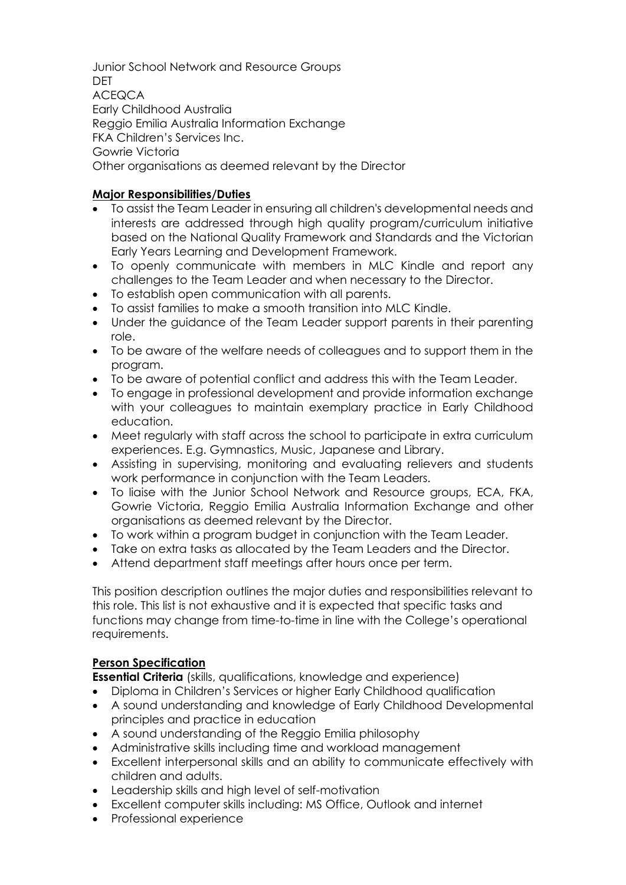Junior School Network and Resource Groups
DET
ACEQCA
Early Childhood Australia
Reggio Emilia Australia Information Exchange
FKA Children's Services Inc.
Gowrie Victoria
Other organisations as deemed relevant by the Director

**Major Responsibilities/Duties**

- To assist the Team Leader in ensuring all children's developmental needs and interests are addressed through high quality program/curriculum initiative based on the National Quality Framework and Standards and the Victorian Early Years Learning and Development Framework.
- To openly communicate with members in MLC Kindle and report any challenges to the Team Leader and when necessary to the Director.
- To establish open communication with all parents.
- To assist families to make a smooth transition into MLC Kindle.
- Under the guidance of the Team Leader support parents in their parenting role.
- To be aware of the welfare needs of colleagues and to support them in the program.
- To be aware of potential conflict and address this with the Team Leader.
- To engage in professional development and provide information exchange with your colleagues to maintain exemplary practice in Early Childhood education.
- Meet regularly with staff across the school to participate in extra curriculum experiences. E.g. Gymnastics, Music, Japanese and Library.
- Assisting in supervising, monitoring and evaluating relievers and students work performance in conjunction with the Team Leaders.
- To liaise with the Junior School Network and Resource groups, ECA, FKA, Gowrie Victoria, Reggio Emilia Australia Information Exchange and other organisations as deemed relevant by the Director.
- To work within a program budget in conjunction with the Team Leader.
- Take on extra tasks as allocated by the Team Leaders and the Director.
- Attend department staff meetings after hours once per term.

This position description outlines the major duties and responsibilities relevant to this role. This list is not exhaustive and it is expected that specific tasks and functions may change from time-to-time in line with the College's operational requirements.

**Person Specification**

**Essential Criteria** (skills, qualifications, knowledge and experience)

- Diploma in Children's Services or higher Early Childhood qualification
- A sound understanding and knowledge of Early Childhood Developmental principles and practice in education
- A sound understanding of the Reggio Emilia philosophy
- Administrative skills including time and workload management
- Excellent interpersonal skills and an ability to communicate effectively with children and adults.
- Leadership skills and high level of self-motivation
- Excellent computer skills including: MS Office, Outlook and internet
- Professional experience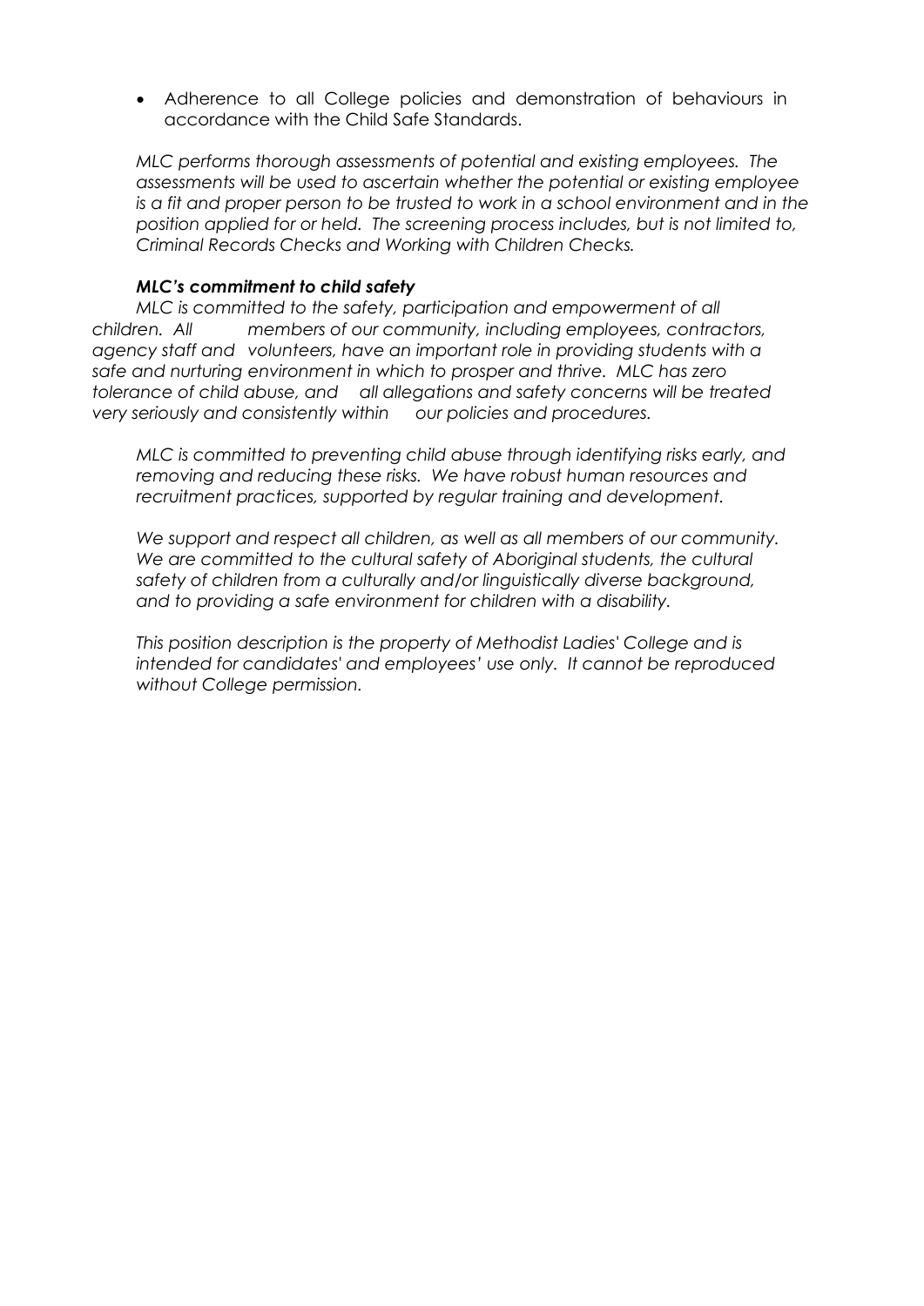- Adherence to all College policies and demonstration of behaviours in accordance with the Child Safe Standards.

*MLC performs thorough assessments of potential and existing employees. The assessments will be used to ascertain whether the potential or existing employee is a fit and proper person to be trusted to work in a school environment and in the position applied for or held. The screening process includes, but is not limited to, Criminal Records Checks and Working with Children Checks.*

***MLC's commitment to child safety***

*MLC is committed to the safety, participation and empowerment of all children. All members of our community, including employees, contractors, agency staff and volunteers, have an important role in providing students with a safe and nurturing environment in which to prosper and thrive. MLC has zero tolerance of child abuse, and all allegations and safety concerns will be treated very seriously and consistently within our policies and procedures.*

*MLC is committed to preventing child abuse through identifying risks early, and removing and reducing these risks. We have robust human resources and recruitment practices, supported by regular training and development.*

*We support and respect all children, as well as all members of our community. We are committed to the cultural safety of Aboriginal students, the cultural safety of children from a culturally and/or linguistically diverse background, and to providing a safe environment for children with a disability.*

*This position description is the property of Methodist Ladies' College and is intended for candidates' and employees' use only. It cannot be reproduced without College permission.*